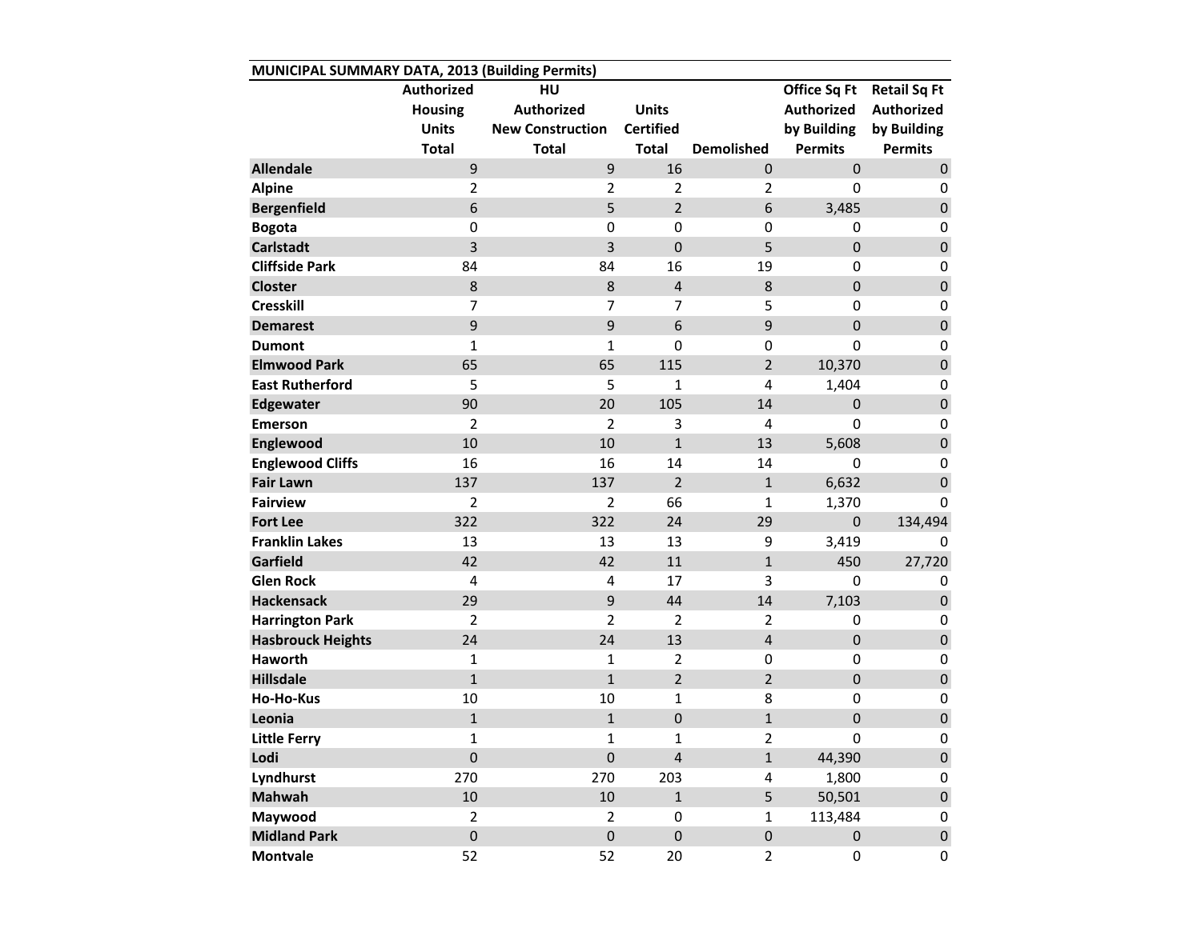| MUNICIPAL SUMMARY DATA, 2013 (Building Permits) | Authorized Housing Units Total | HU Authorized New Construction Total | Units Certified Total | Demolished | Office Sq Ft Authorized by Building Permits | Retail Sq Ft Authorized by Building Permits |
|---|---|---|---|---|---|---|
| **Allendale** | 9 | 9 | 16 | 0 | 0 | 0 |
| **Alpine** | 2 | 2 | 2 | 2 | 0 | 0 |
| **Bergenfield** | 6 | 5 | 2 | 6 | 3,485 | 0 |
| **Bogota** | 0 | 0 | 0 | 0 | 0 | 0 |
| **Carlstadt** | 3 | 3 | 0 | 5 | 0 | 0 |
| **Cliffside Park** | 84 | 84 | 16 | 19 | 0 | 0 |
| **Closter** | 8 | 8 | 4 | 8 | 0 | 0 |
| **Cresskill** | 7 | 7 | 7 | 5 | 0 | 0 |
| **Demarest** | 9 | 9 | 6 | 9 | 0 | 0 |
| **Dumont** | 1 | 1 | 0 | 0 | 0 | 0 |
| **Elmwood Park** | 65 | 65 | 115 | 2 | 10,370 | 0 |
| **East Rutherford** | 5 | 5 | 1 | 4 | 1,404 | 0 |
| **Edgewater** | 90 | 20 | 105 | 14 | 0 | 0 |
| **Emerson** | 2 | 2 | 3 | 4 | 0 | 0 |
| **Englewood** | 10 | 10 | 1 | 13 | 5,608 | 0 |
| **Englewood Cliffs** | 16 | 16 | 14 | 14 | 0 | 0 |
| **Fair Lawn** | 137 | 137 | 2 | 1 | 6,632 | 0 |
| **Fairview** | 2 | 2 | 66 | 1 | 1,370 | 0 |
| **Fort Lee** | 322 | 322 | 24 | 29 | 0 | 134,494 |
| **Franklin Lakes** | 13 | 13 | 13 | 9 | 3,419 | 0 |
| **Garfield** | 42 | 42 | 11 | 1 | 450 | 27,720 |
| **Glen Rock** | 4 | 4 | 17 | 3 | 0 | 0 |
| **Hackensack** | 29 | 9 | 44 | 14 | 7,103 | 0 |
| **Harrington Park** | 2 | 2 | 2 | 2 | 0 | 0 |
| **Hasbrouck Heights** | 24 | 24 | 13 | 4 | 0 | 0 |
| **Haworth** | 1 | 1 | 2 | 0 | 0 | 0 |
| **Hillsdale** | 1 | 1 | 2 | 2 | 0 | 0 |
| **Ho-Ho-Kus** | 10 | 10 | 1 | 8 | 0 | 0 |
| **Leonia** | 1 | 1 | 0 | 1 | 0 | 0 |
| **Little Ferry** | 1 | 1 | 1 | 2 | 0 | 0 |
| **Lodi** | 0 | 0 | 4 | 1 | 44,390 | 0 |
| **Lyndhurst** | 270 | 270 | 203 | 4 | 1,800 | 0 |
| **Mahwah** | 10 | 10 | 1 | 5 | 50,501 | 0 |
| **Maywood** | 2 | 2 | 0 | 1 | 113,484 | 0 |
| **Midland Park** | 0 | 0 | 0 | 0 | 0 | 0 |
| **Montvale** | 52 | 52 | 20 | 2 | 0 | 0 |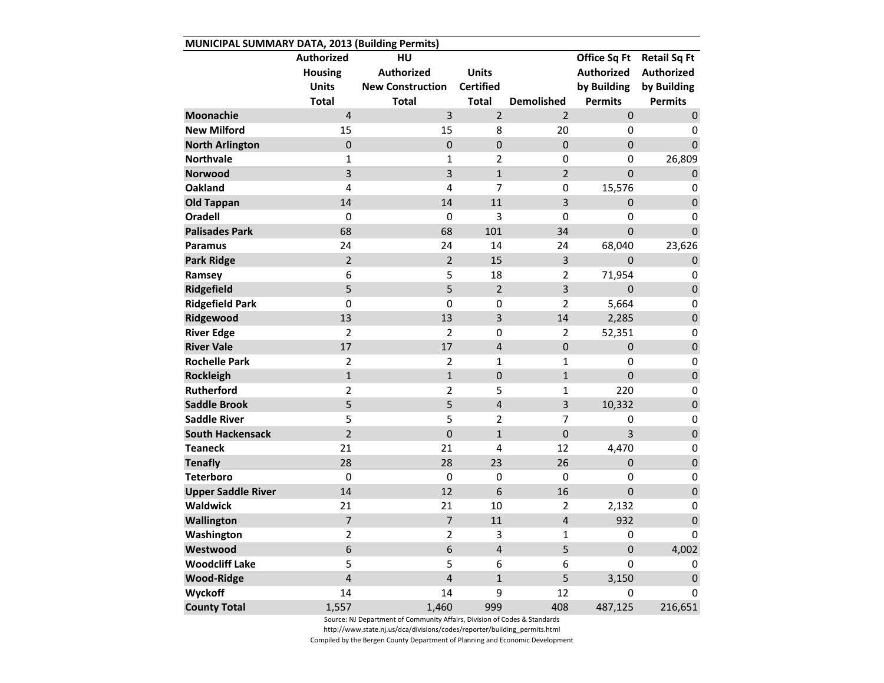**MUNICIPAL SUMMARY DATA, 2013 (Building Permits)**

| | Authorized Housing Units Total | HU Authorized New Construction Total | Units Certified Total | Demolished | Office Sq Ft Authorized by Building Permits | Retail Sq Ft Authorized by Building Permits |
|---|---|---|---|---|---|---|
| **Moonachie** | 4 | 3 | 2 | 2 | 0 | 0 |
| **New Milford** | 15 | 15 | 8 | 20 | 0 | 0 |
| **North Arlington** | 0 | 0 | 0 | 0 | 0 | 0 |
| **Northvale** | 1 | 1 | 2 | 0 | 0 | 26,809 |
| **Norwood** | 3 | 3 | 1 | 2 | 0 | 0 |
| **Oakland** | 4 | 4 | 7 | 0 | 15,576 | 0 |
| **Old Tappan** | 14 | 14 | 11 | 3 | 0 | 0 |
| **Oradell** | 0 | 0 | 3 | 0 | 0 | 0 |
| **Palisades Park** | 68 | 68 | 101 | 34 | 0 | 0 |
| **Paramus** | 24 | 24 | 14 | 24 | 68,040 | 23,626 |
| **Park Ridge** | 2 | 2 | 15 | 3 | 0 | 0 |
| **Ramsey** | 6 | 5 | 18 | 2 | 71,954 | 0 |
| **Ridgefield** | 5 | 5 | 2 | 3 | 0 | 0 |
| **Ridgefield Park** | 0 | 0 | 0 | 2 | 5,664 | 0 |
| **Ridgewood** | 13 | 13 | 3 | 14 | 2,285 | 0 |
| **River Edge** | 2 | 2 | 0 | 2 | 52,351 | 0 |
| **River Vale** | 17 | 17 | 4 | 0 | 0 | 0 |
| **Rochelle Park** | 2 | 2 | 1 | 1 | 0 | 0 |
| **Rockleigh** | 1 | 1 | 0 | 1 | 0 | 0 |
| **Rutherford** | 2 | 2 | 5 | 1 | 220 | 0 |
| **Saddle Brook** | 5 | 5 | 4 | 3 | 10,332 | 0 |
| **Saddle River** | 5 | 5 | 2 | 7 | 0 | 0 |
| **South Hackensack** | 2 | 0 | 1 | 0 | 3 | 0 |
| **Teaneck** | 21 | 21 | 4 | 12 | 4,470 | 0 |
| **Tenafly** | 28 | 28 | 23 | 26 | 0 | 0 |
| **Teterboro** | 0 | 0 | 0 | 0 | 0 | 0 |
| **Upper Saddle River** | 14 | 12 | 6 | 16 | 0 | 0 |
| **Waldwick** | 21 | 21 | 10 | 2 | 2,132 | 0 |
| **Wallington** | 7 | 7 | 11 | 4 | 932 | 0 |
| **Washington** | 2 | 2 | 3 | 1 | 0 | 0 |
| **Westwood** | 6 | 6 | 4 | 5 | 0 | 4,002 |
| **Woodcliff Lake** | 5 | 5 | 6 | 6 | 0 | 0 |
| **Wood-Ridge** | 4 | 4 | 1 | 5 | 3,150 | 0 |
| **Wyckoff** | 14 | 14 | 9 | 12 | 0 | 0 |
| **County Total** | 1,557 | 1,460 | 999 | 408 | 487,125 | 216,651 |

Source: NJ Department of Community Affairs, Division of Codes & Standards

http://www.state.nj.us/dca/divisions/codes/reporter/building_permits.html

Compiled by the Bergen County Department of Planning and Economic Development